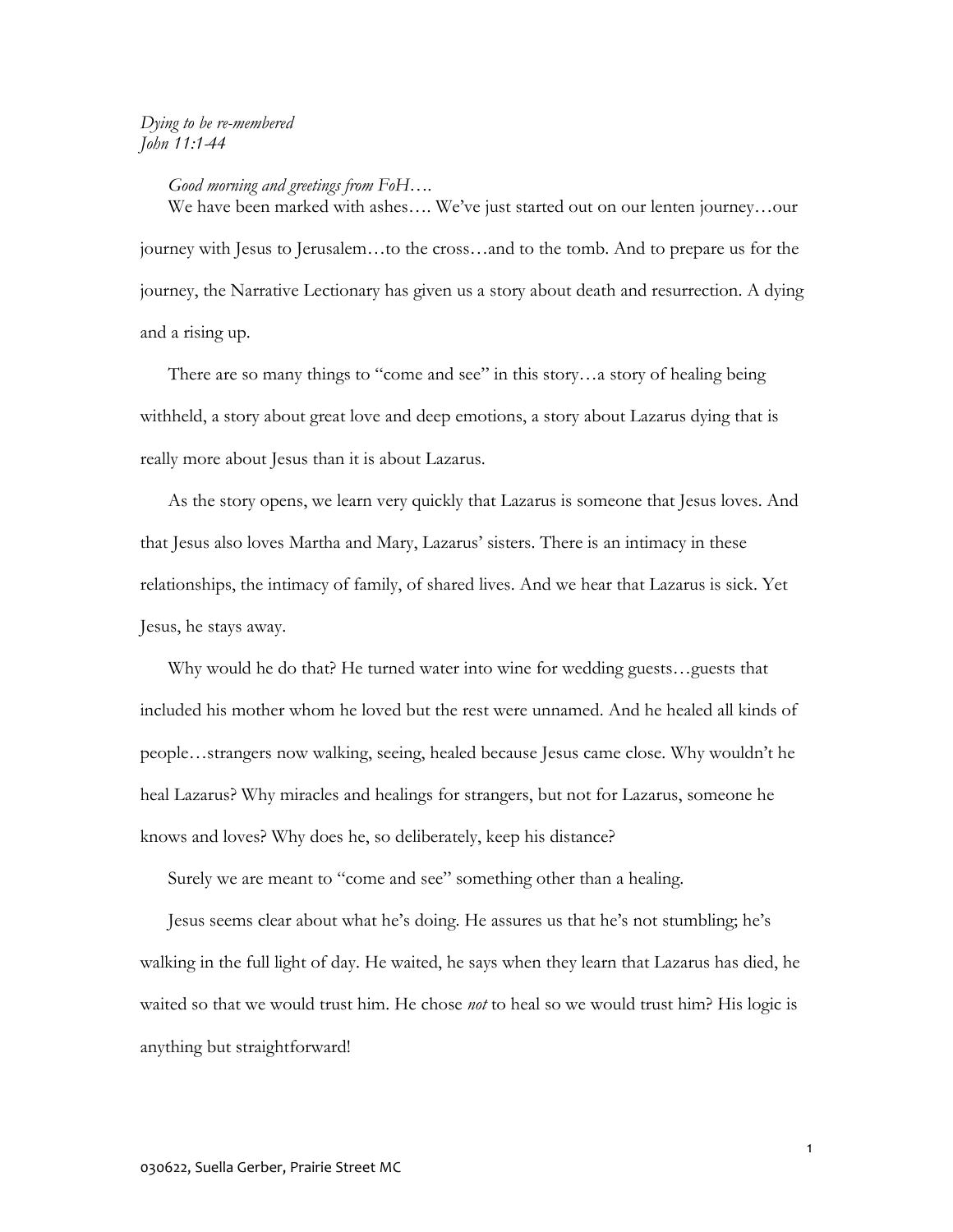*Dying to be re-membered*
*John 11:1-44*

*Good morning and greetings from FoH….*

We have been marked with ashes…. We've just started out on our lenten journey…our journey with Jesus to Jerusalem…to the cross…and to the tomb. And to prepare us for the journey, the Narrative Lectionary has given us a story about death and resurrection. A dying and a rising up.

There are so many things to "come and see" in this story…a story of healing being withheld, a story about great love and deep emotions, a story about Lazarus dying that is really more about Jesus than it is about Lazarus.

As the story opens, we learn very quickly that Lazarus is someone that Jesus loves. And that Jesus also loves Martha and Mary, Lazarus' sisters. There is an intimacy in these relationships, the intimacy of family, of shared lives. And we hear that Lazarus is sick. Yet Jesus, he stays away.

Why would he do that? He turned water into wine for wedding guests…guests that included his mother whom he loved but the rest were unnamed. And he healed all kinds of people…strangers now walking, seeing, healed because Jesus came close. Why wouldn't he heal Lazarus? Why miracles and healings for strangers, but not for Lazarus, someone he knows and loves? Why does he, so deliberately, keep his distance?

Surely we are meant to "come and see" something other than a healing.

Jesus seems clear about what he's doing. He assures us that he's not stumbling; he's walking in the full light of day. He waited, he says when they learn that Lazarus has died, he waited so that we would trust him. He chose *not* to heal so we would trust him? His logic is anything but straightforward!

030622, Suella Gerber, Prairie Street MC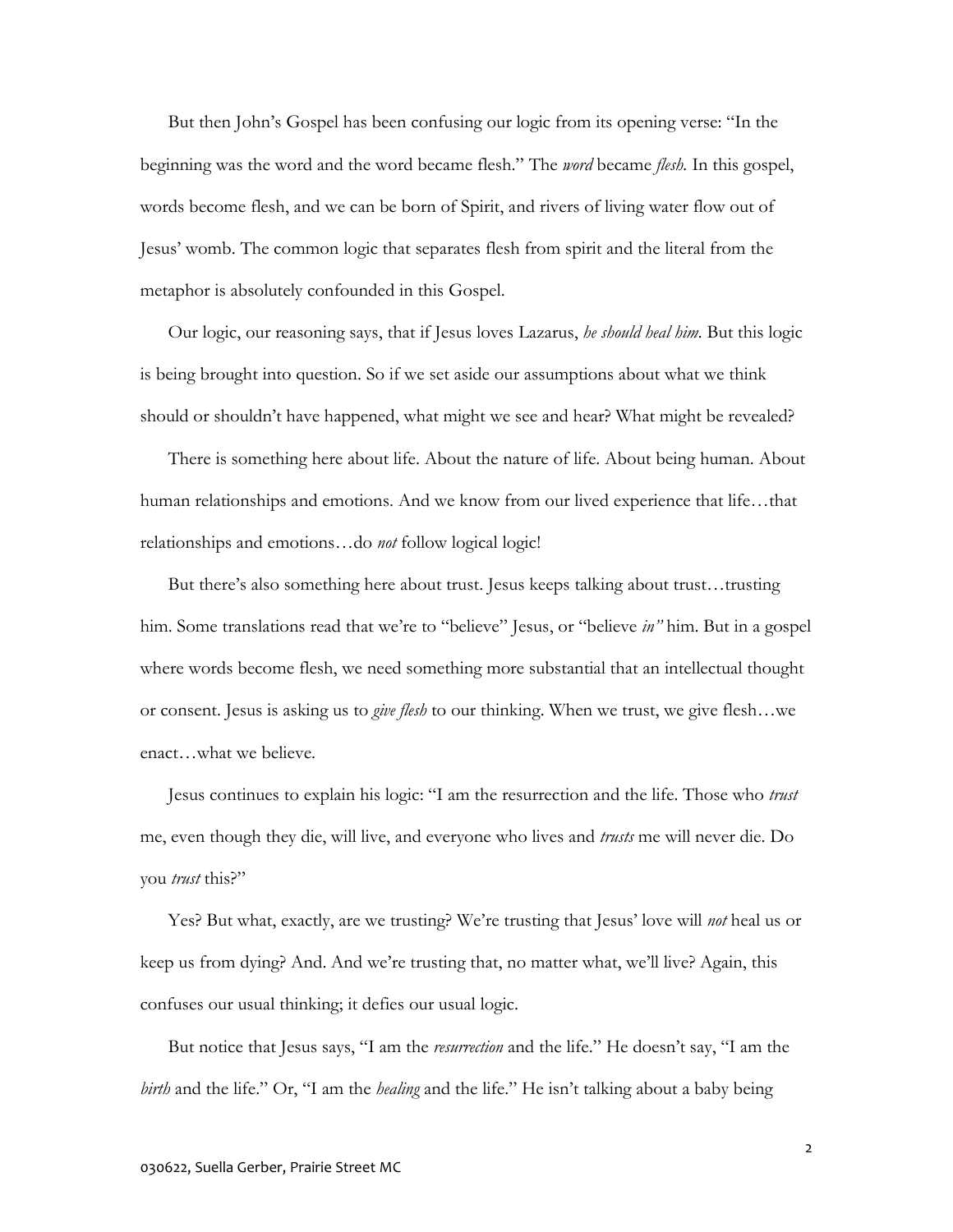But then John's Gospel has been confusing our logic from its opening verse: "In the beginning was the word and the word became flesh." The *word* became *flesh.* In this gospel, words become flesh, and we can be born of Spirit, and rivers of living water flow out of Jesus' womb. The common logic that separates flesh from spirit and the literal from the metaphor is absolutely confounded in this Gospel.

Our logic, our reasoning says, that if Jesus loves Lazarus, *he should heal him.* But this logic is being brought into question. So if we set aside our assumptions about what we think should or shouldn't have happened, what might we see and hear? What might be revealed?

There is something here about life. About the nature of life. About being human. About human relationships and emotions. And we know from our lived experience that life…that relationships and emotions…do *not* follow logical logic!

But there's also something here about trust. Jesus keeps talking about trust…trusting him. Some translations read that we're to "believe" Jesus, or "believe *in"* him. But in a gospel where words become flesh, we need something more substantial that an intellectual thought or consent. Jesus is asking us to *give flesh* to our thinking. When we trust, we give flesh…we enact…what we believe.

Jesus continues to explain his logic: "I am the resurrection and the life. Those who *trust* me, even though they die, will live, and everyone who lives and *trusts* me will never die. Do you *trust* this?"

Yes? But what, exactly, are we trusting? We're trusting that Jesus' love will *not* heal us or keep us from dying? And. And we're trusting that, no matter what, we'll live? Again, this confuses our usual thinking; it defies our usual logic.

But notice that Jesus says, "I am the *resurrection* and the life." He doesn't say, "I am the *birth* and the life." Or, "I am the *healing* and the life." He isn't talking about a baby being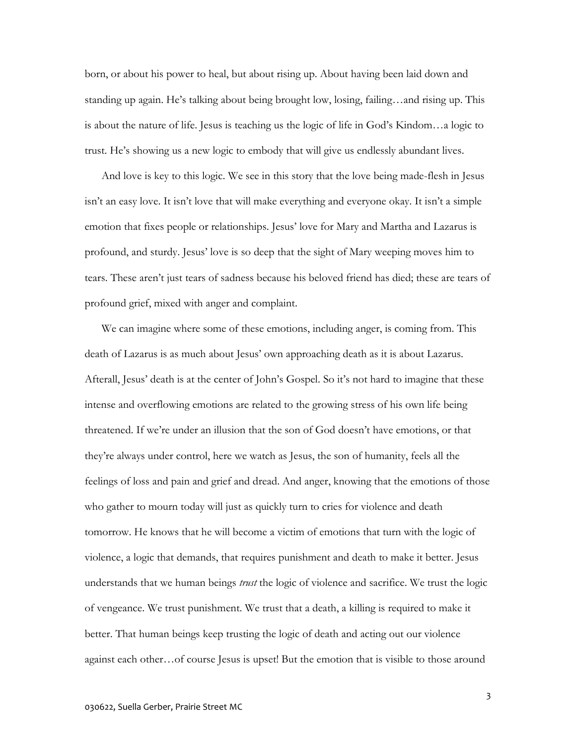born, or about his power to heal, but about rising up. About having been laid down and standing up again. He's talking about being brought low, losing, failing…and rising up. This is about the nature of life. Jesus is teaching us the logic of life in God's Kindom…a logic to trust. He's showing us a new logic to embody that will give us endlessly abundant lives.

And love is key to this logic. We see in this story that the love being made-flesh in Jesus isn't an easy love. It isn't love that will make everything and everyone okay. It isn't a simple emotion that fixes people or relationships. Jesus' love for Mary and Martha and Lazarus is profound, and sturdy. Jesus' love is so deep that the sight of Mary weeping moves him to tears. These aren't just tears of sadness because his beloved friend has died; these are tears of profound grief, mixed with anger and complaint.

We can imagine where some of these emotions, including anger, is coming from. This death of Lazarus is as much about Jesus' own approaching death as it is about Lazarus. Afterall, Jesus' death is at the center of John's Gospel. So it's not hard to imagine that these intense and overflowing emotions are related to the growing stress of his own life being threatened. If we're under an illusion that the son of God doesn't have emotions, or that they're always under control, here we watch as Jesus, the son of humanity, feels all the feelings of loss and pain and grief and dread. And anger, knowing that the emotions of those who gather to mourn today will just as quickly turn to cries for violence and death tomorrow. He knows that he will become a victim of emotions that turn with the logic of violence, a logic that demands, that requires punishment and death to make it better. Jesus understands that we human beings *trust* the logic of violence and sacrifice. We trust the logic of vengeance. We trust punishment. We trust that a death, a killing is required to make it better. That human beings keep trusting the logic of death and acting out our violence against each other…of course Jesus is upset! But the emotion that is visible to those around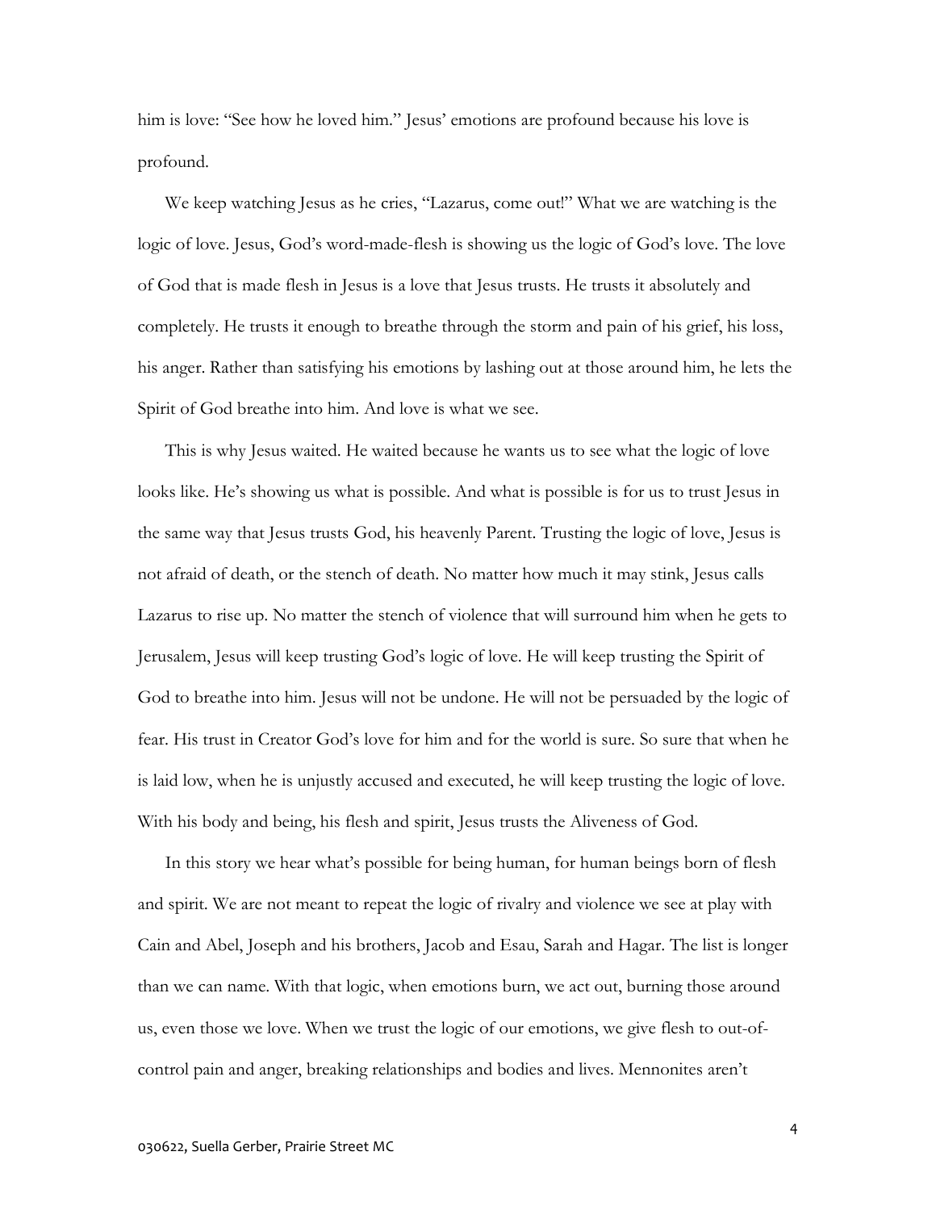him is love: "See how he loved him." Jesus' emotions are profound because his love is profound.

We keep watching Jesus as he cries, "Lazarus, come out!" What we are watching is the logic of love. Jesus, God's word-made-flesh is showing us the logic of God's love. The love of God that is made flesh in Jesus is a love that Jesus trusts. He trusts it absolutely and completely. He trusts it enough to breathe through the storm and pain of his grief, his loss, his anger. Rather than satisfying his emotions by lashing out at those around him, he lets the Spirit of God breathe into him. And love is what we see.

This is why Jesus waited. He waited because he wants us to see what the logic of love looks like. He's showing us what is possible. And what is possible is for us to trust Jesus in the same way that Jesus trusts God, his heavenly Parent. Trusting the logic of love, Jesus is not afraid of death, or the stench of death. No matter how much it may stink, Jesus calls Lazarus to rise up. No matter the stench of violence that will surround him when he gets to Jerusalem, Jesus will keep trusting God's logic of love. He will keep trusting the Spirit of God to breathe into him. Jesus will not be undone. He will not be persuaded by the logic of fear. His trust in Creator God's love for him and for the world is sure. So sure that when he is laid low, when he is unjustly accused and executed, he will keep trusting the logic of love. With his body and being, his flesh and spirit, Jesus trusts the Aliveness of God.

In this story we hear what's possible for being human, for human beings born of flesh and spirit. We are not meant to repeat the logic of rivalry and violence we see at play with Cain and Abel, Joseph and his brothers, Jacob and Esau, Sarah and Hagar. The list is longer than we can name. With that logic, when emotions burn, we act out, burning those around us, even those we love. When we trust the logic of our emotions, we give flesh to out-of-control pain and anger, breaking relationships and bodies and lives. Mennonites aren't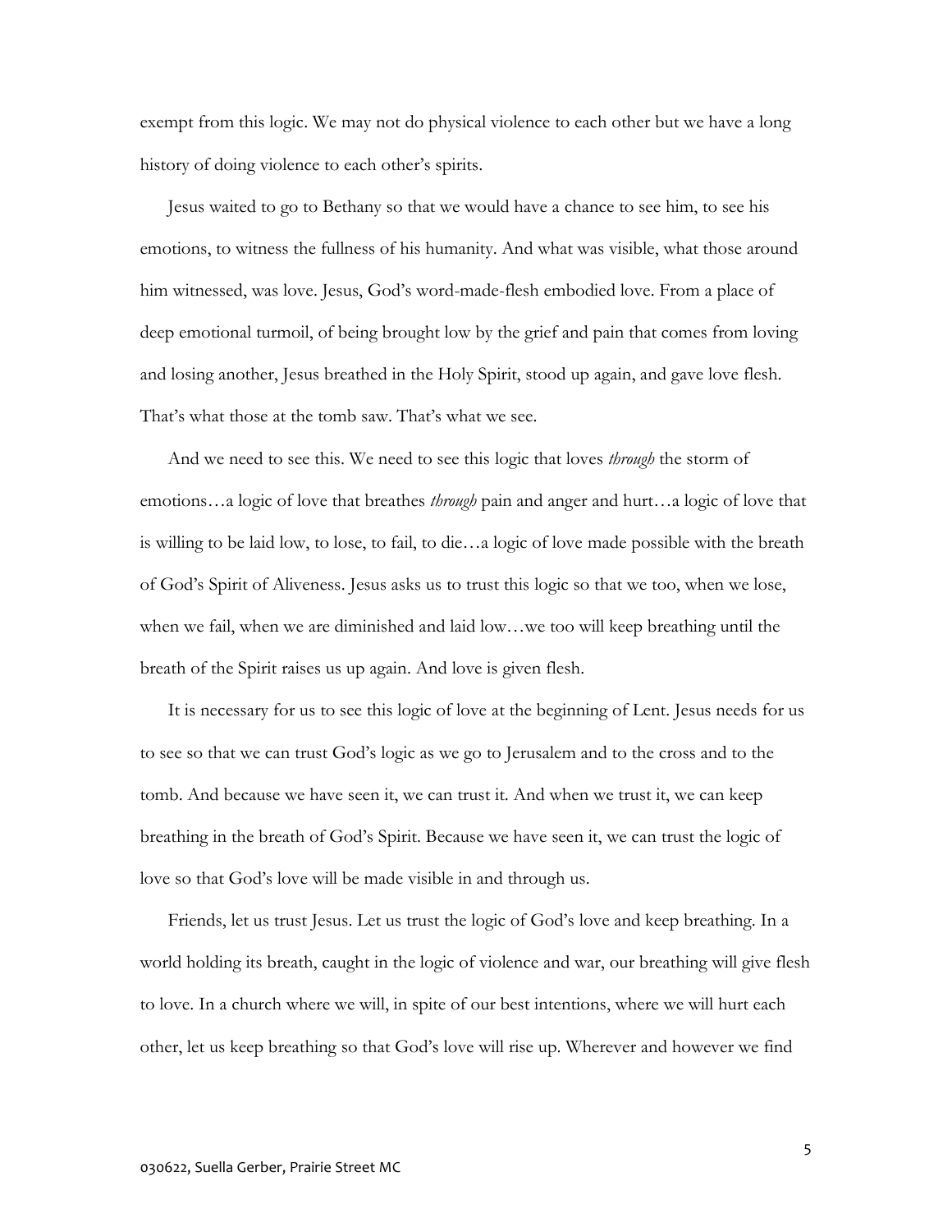exempt from this logic. We may not do physical violence to each other but we have a long history of doing violence to each other's spirits.

Jesus waited to go to Bethany so that we would have a chance to see him, to see his emotions, to witness the fullness of his humanity. And what was visible, what those around him witnessed, was love. Jesus, God's word-made-flesh embodied love. From a place of deep emotional turmoil, of being brought low by the grief and pain that comes from loving and losing another, Jesus breathed in the Holy Spirit, stood up again, and gave love flesh. That's what those at the tomb saw. That's what we see.

And we need to see this. We need to see this logic that loves *through* the storm of emotions…a logic of love that breathes *through* pain and anger and hurt…a logic of love that is willing to be laid low, to lose, to fail, to die…a logic of love made possible with the breath of God's Spirit of Aliveness. Jesus asks us to trust this logic so that we too, when we lose, when we fail, when we are diminished and laid low…we too will keep breathing until the breath of the Spirit raises us up again. And love is given flesh.

It is necessary for us to see this logic of love at the beginning of Lent. Jesus needs for us to see so that we can trust God's logic as we go to Jerusalem and to the cross and to the tomb. And because we have seen it, we can trust it. And when we trust it, we can keep breathing in the breath of God's Spirit. Because we have seen it, we can trust the logic of love so that God's love will be made visible in and through us.

Friends, let us trust Jesus. Let us trust the logic of God's love and keep breathing. In a world holding its breath, caught in the logic of violence and war, our breathing will give flesh to love. In a church where we will, in spite of our best intentions, where we will hurt each other, let us keep breathing so that God's love will rise up. Wherever and however we find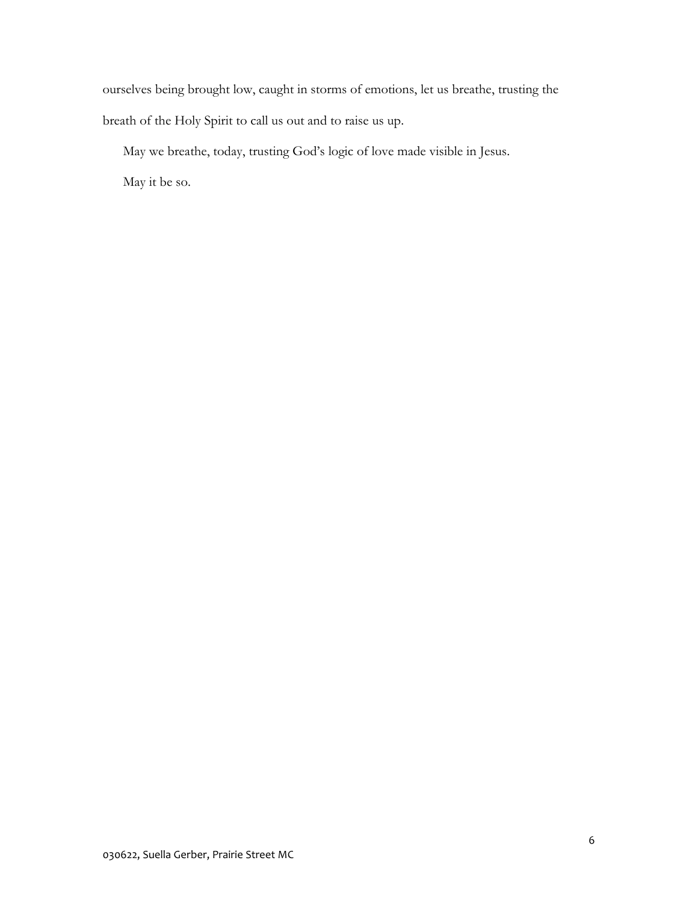ourselves being brought low, caught in storms of emotions, let us breathe, trusting the breath of the Holy Spirit to call us out and to raise us up.

May we breathe, today, trusting God's logic of love made visible in Jesus.

May it be so.